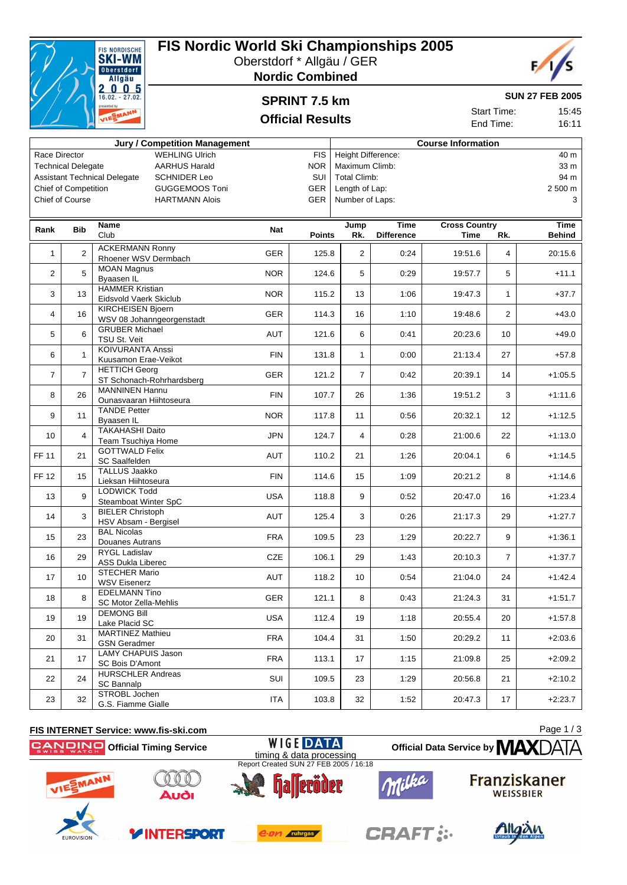# FIS Nordic World Ski Championships 2005

Oberstdorf * Allgäu / GER

**Nordic Combined**

## SPRINT 7.5 km

## Official Results

**SUN 27 FEB 2005**

Start Time: 15:45
End Time: 16:11

| Jury / Competition Management | | | Course Information | |
|---|---|---|---|---|
| Race Director | WEHLING Ulrich | FIS | Height Difference: | 40 m |
| Technical Delegate | AARHUS Harald | NOR | Maximum Climb: | 33 m |
| Assistant Technical Delegate | SCHNIDER Leo | SUI | Total Climb: | 94 m |
| Chief of Competition | GUGGEMOOS Toni | GER | Length of Lap: | 2 500 m |
| Chief of Course | HARTMANN Alois | GER | Number of Laps: | 3 |

| Rank | Bib | Name / Club | Nat | Points | Jump Rk. | Time Difference | Cross Country Time | Rk. | Time Behind |
|---|---|---|---|---|---|---|---|---|---|
| 1 | 2 | ACKERMANN Ronny / Rhoener WSV Dermbach | GER | 125.8 | 2 | 0:24 | 19:51.6 | 4 | 20:15.6 |
| 2 | 5 | MOAN Magnus / Byaasen IL | NOR | 124.6 | 5 | 0:29 | 19:57.7 | 5 | +11.1 |
| 3 | 13 | HAMMER Kristian / Eidsvold Vaerk Skiclub | NOR | 115.2 | 13 | 1:06 | 19:47.3 | 1 | +37.7 |
| 4 | 16 | KIRCHEISEN Bjoern / WSV 08 Johanngeorgenstadt | GER | 114.3 | 16 | 1:10 | 19:48.6 | 2 | +43.0 |
| 5 | 6 | GRUBER Michael / TSU St. Veit | AUT | 121.6 | 6 | 0:41 | 20:23.6 | 10 | +49.0 |
| 6 | 1 | KOIVURANTA Anssi / Kuusamon Erae-Veikot | FIN | 131.8 | 1 | 0:00 | 21:13.4 | 27 | +57.8 |
| 7 | 7 | HETTICH Georg / ST Schonach-Rohrhardsberg | GER | 121.2 | 7 | 0:42 | 20:39.1 | 14 | +1:05.5 |
| 8 | 26 | MANNINEN Hannu / Ounasvaaran Hiihtoseura | FIN | 107.7 | 26 | 1:36 | 19:51.2 | 3 | +1:11.6 |
| 9 | 11 | TANDE Petter / Byaasen IL | NOR | 117.8 | 11 | 0:56 | 20:32.1 | 12 | +1:12.5 |
| 10 | 4 | TAKAHASHI Daito / Team Tsuchiya Home | JPN | 124.7 | 4 | 0:28 | 21:00.6 | 22 | +1:13.0 |
| FF 11 | 21 | GOTTWALD Felix / SC Saalfelden | AUT | 110.2 | 21 | 1:26 | 20:04.1 | 6 | +1:14.5 |
| FF 12 | 15 | TALLUS Jaakko / Lieksan Hiihtoseura | FIN | 114.6 | 15 | 1:09 | 20:21.2 | 8 | +1:14.6 |
| 13 | 9 | LODWICK Todd / Steamboat Winter SpC | USA | 118.8 | 9 | 0:52 | 20:47.0 | 16 | +1:23.4 |
| 14 | 3 | BIELER Christoph / HSV Absam - Bergisel | AUT | 125.4 | 3 | 0:26 | 21:17.3 | 29 | +1:27.7 |
| 15 | 23 | BAL Nicolas / Douanes Autrans | FRA | 109.5 | 23 | 1:29 | 20:22.7 | 9 | +1:36.1 |
| 16 | 29 | RYGL Ladislav / ASS Dukla Liberec | CZE | 106.1 | 29 | 1:43 | 20:10.3 | 7 | +1:37.7 |
| 17 | 10 | STECHER Mario / WSV Eisenerz | AUT | 118.2 | 10 | 0:54 | 21:04.0 | 24 | +1:42.4 |
| 18 | 8 | EDELMANN Tino / SC Motor Zella-Mehlis | GER | 121.1 | 8 | 0:43 | 21:24.3 | 31 | +1:51.7 |
| 19 | 19 | DEMONG Bill / Lake Placid SC | USA | 112.4 | 19 | 1:18 | 20:55.4 | 20 | +1:57.8 |
| 20 | 31 | MARTINEZ Mathieu / GSN Geradmer | FRA | 104.4 | 31 | 1:50 | 20:29.2 | 11 | +2:03.6 |
| 21 | 17 | LAMY CHAPUIS Jason / SC Bois D'Amont | FRA | 113.1 | 17 | 1:15 | 21:09.8 | 25 | +2:09.2 |
| 22 | 24 | HURSCHLER Andreas / SC Bannalp | SUI | 109.5 | 23 | 1:29 | 20:56.8 | 21 | +2:10.2 |
| 23 | 32 | STROBL Jochen / G.S. Fiamme Gialle | ITA | 103.8 | 32 | 1:52 | 20:47.3 | 17 | +2:23.7 |

FIS INTERNET Service: www.fis-ski.com

CANDINO Official Timing Service — WIGE DATA timing & data processing — Official Data Service by MAXDATA

Report Created SUN 27 FEB 2005 / 16:18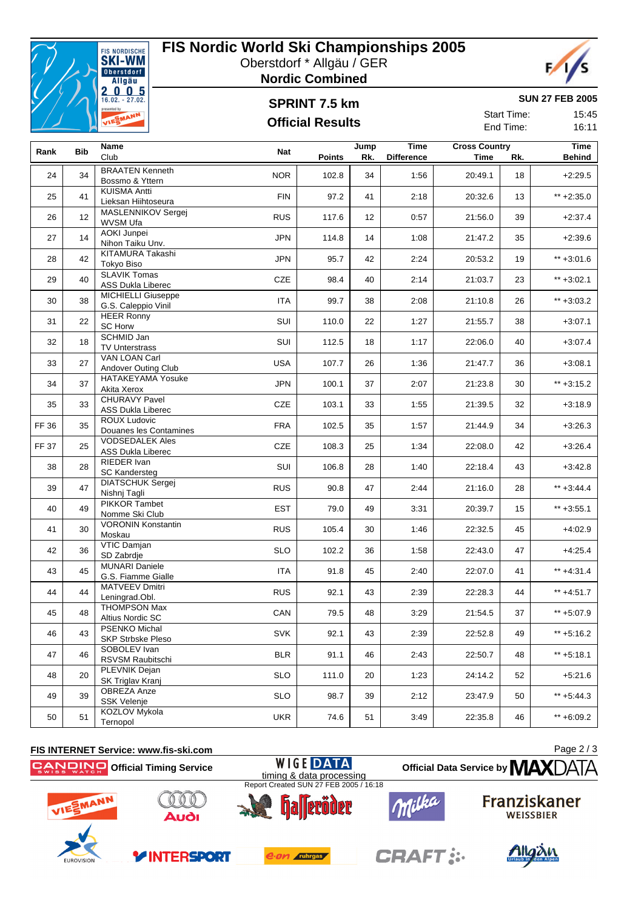# FIS Nordic World Ski Championships 2005

Oberstdorf * Allgäu / GER

**Nordic Combined**

## SPRINT 7.5 km

## Official Results

**SUN 27 FEB 2005**

Start Time: 15:45

End Time: 16:11

| Rank | Bib | Name / Club | Nat | Points | Jump Rk. | Time Difference | Cross Country Time | Cross Country Rk. | Time Behind |
|---|---|---|---|---|---|---|---|---|---|
| 24 | 34 | BRAATEN Kenneth / Bossmo & Yttern | NOR | 102.8 | 34 | 1:56 | 20:49.1 | 18 | +2:29.5 |
| 25 | 41 | KUISMA Antti / Lieksan Hiihtoseura | FIN | 97.2 | 41 | 2:18 | 20:32.6 | 13 | ** +2:35.0 |
| 26 | 12 | MASLENNIKOV Sergej / WVSM Ufa | RUS | 117.6 | 12 | 0:57 | 21:56.0 | 39 | +2:37.4 |
| 27 | 14 | AOKI Junpei / Nihon Taiku Unv. | JPN | 114.8 | 14 | 1:08 | 21:47.2 | 35 | +2:39.6 |
| 28 | 42 | KITAMURA Takashi / Tokyo Biso | JPN | 95.7 | 42 | 2:24 | 20:53.2 | 19 | ** +3:01.6 |
| 29 | 40 | SLAVIK Tomas / ASS Dukla Liberec | CZE | 98.4 | 40 | 2:14 | 21:03.7 | 23 | ** +3:02.1 |
| 30 | 38 | MICHIELLI Giuseppe / G.S. Caleppio Vinil | ITA | 99.7 | 38 | 2:08 | 21:10.8 | 26 | ** +3:03.2 |
| 31 | 22 | HEER Ronny / SC Horw | SUI | 110.0 | 22 | 1:27 | 21:55.7 | 38 | +3:07.1 |
| 32 | 18 | SCHMID Jan / TV Unterstrass | SUI | 112.5 | 18 | 1:17 | 22:06.0 | 40 | +3:07.4 |
| 33 | 27 | VAN LOAN Carl / Andover Outing Club | USA | 107.7 | 26 | 1:36 | 21:47.7 | 36 | +3:08.1 |
| 34 | 37 | HATAKEYAMA Yosuke / Akita Xerox | JPN | 100.1 | 37 | 2:07 | 21:23.8 | 30 | ** +3:15.2 |
| 35 | 33 | CHURAVY Pavel / ASS Dukla Liberec | CZE | 103.1 | 33 | 1:55 | 21:39.5 | 32 | +3:18.9 |
| FF 36 | 35 | ROUX Ludovic / Douanes les Contamines | FRA | 102.5 | 35 | 1:57 | 21:44.9 | 34 | +3:26.3 |
| FF 37 | 25 | VODSEDALEK Ales / ASS Dukla Liberec | CZE | 108.3 | 25 | 1:34 | 22:08.0 | 42 | +3:26.4 |
| 38 | 28 | RIEDER Ivan / SC Kandersteg | SUI | 106.8 | 28 | 1:40 | 22:18.4 | 43 | +3:42.8 |
| 39 | 47 | DIATSCHUK Sergej / Nishnj Tagli | RUS | 90.8 | 47 | 2:44 | 21:16.0 | 28 | ** +3:44.4 |
| 40 | 49 | PIKKOR Tambet / Nomme Ski Club | EST | 79.0 | 49 | 3:31 | 20:39.7 | 15 | ** +3:55.1 |
| 41 | 30 | VORONIN Konstantin / Moskau | RUS | 105.4 | 30 | 1:46 | 22:32.5 | 45 | +4:02.9 |
| 42 | 36 | VTIC Damjan / SD Zabrdje | SLO | 102.2 | 36 | 1:58 | 22:43.0 | 47 | +4:25.4 |
| 43 | 45 | MUNARI Daniele / G.S. Fiamme Gialle | ITA | 91.8 | 45 | 2:40 | 22:07.0 | 41 | ** +4:31.4 |
| 44 | 44 | MATVEEV Dmitri / Leningrad.Obl. | RUS | 92.1 | 43 | 2:39 | 22:28.3 | 44 | ** +4:51.7 |
| 45 | 48 | THOMPSON Max / Altius Nordic SC | CAN | 79.5 | 48 | 3:29 | 21:54.5 | 37 | ** +5:07.9 |
| 46 | 43 | PSENKO Michal / SKP Strbske Pleso | SVK | 92.1 | 43 | 2:39 | 22:52.8 | 49 | ** +5:16.2 |
| 47 | 46 | SOBOLEV Ivan / RSVSM Raubitschi | BLR | 91.1 | 46 | 2:43 | 22:50.7 | 48 | ** +5:18.1 |
| 48 | 20 | PLEVNIK Dejan / SK Triglav Kranj | SLO | 111.0 | 20 | 1:23 | 24:14.2 | 52 | +5:21.6 |
| 49 | 39 | OBREZA Anze / SSK Velenje | SLO | 98.7 | 39 | 2:12 | 23:47.9 | 50 | ** +5:44.3 |
| 50 | 51 | KOZLOV Mykola / Ternopol | UKR | 74.6 | 51 | 3:49 | 22:35.8 | 46 | ** +6:09.2 |

FIS INTERNET Service: www.fis-ski.com

Official Timing Service — WIGE DATA timing & data processing — Official Data Service by MAXDATA

Report Created SUN 27 FEB 2005 / 16:18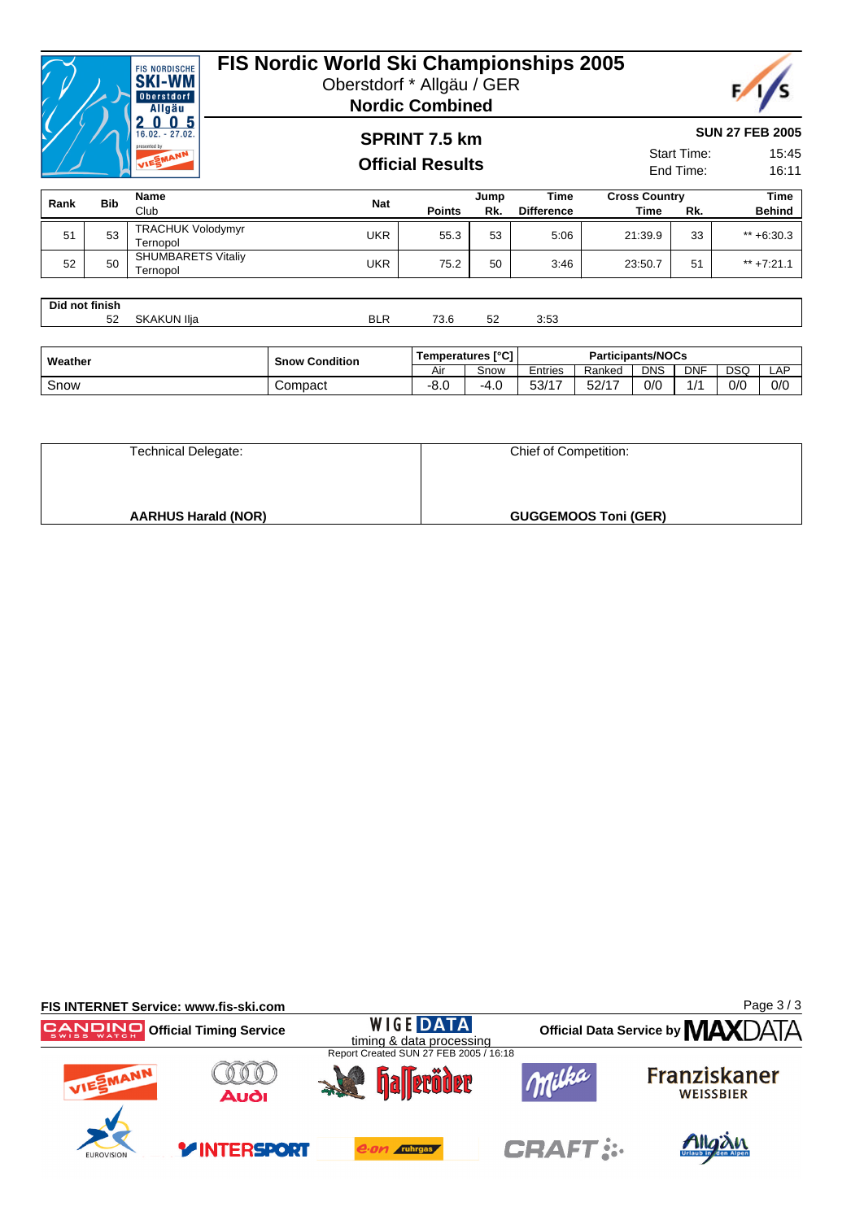# FIS Nordic World Ski Championships 2005

Oberstdorf * Allgäu / GER

**Nordic Combined**

## SPRINT 7.5 km

## Official Results

**SUN 27 FEB 2005**

Start Time: 15:45

End Time: 16:11

| Rank | Bib | Name<br>Club | Nat | Points | Jump Rk. | Time Difference | Cross Country Time | Rk. | Time Behind |
|---|---|---|---|---|---|---|---|---|---|
| 51 | 53 | TRACHUK Volodymyr<br>Ternopol | UKR | 55.3 | 53 | 5:06 | 21:39.9 | 33 | ** +6:30.3 |
| 52 | 50 | SHUMBARETS Vitaliy<br>Ternopol | UKR | 75.2 | 50 | 3:46 | 23:50.7 | 51 | ** +7:21.1 |

**Did not finish**

| Bib | Name | Nat | Points | Jump Rk. | Time Difference |
|---|---|---|---|---|---|
| 52 | SKAKUN Ilja | BLR | 73.6 | 52 | 3:53 |

| Weather | Snow Condition | Temperatures [°C] | | Participants/NOCs | | | | | |
|---|---|---|---|---|---|---|---|---|---|
| | | Air | Snow | Entries | Ranked | DNS | DNF | DSQ | LAP |
| Snow | Compact | -8.0 | -4.0 | 53/17 | 52/17 | 0/0 | 1/1 | 0/0 | 0/0 |

| Technical Delegate: | Chief of Competition: |
|---|---|
| **AARHUS Harald (NOR)** | **GUGGEMOOS Toni (GER)** |

FIS INTERNET Service: www.fis-ski.com

CANDINO Official Timing Service

WIGE DATA timing & data processing

Report Created SUN 27 FEB 2005 / 16:18

Official Data Service by MAXDATA